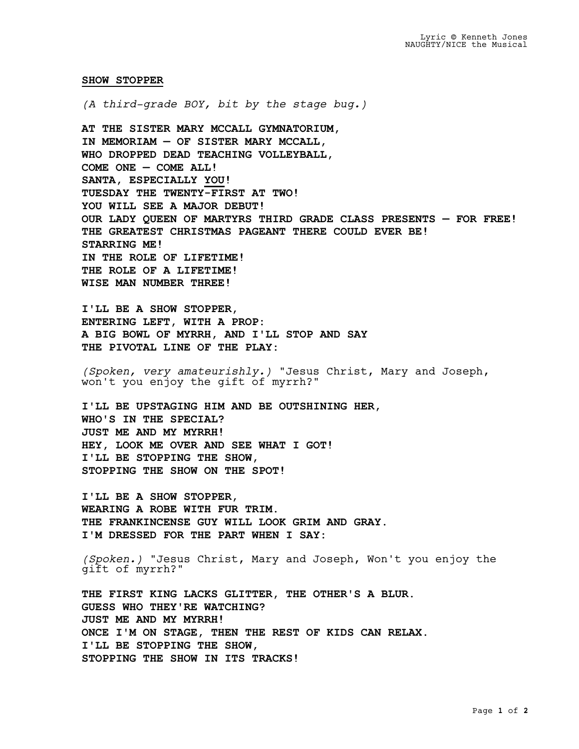## SHOW STOPPER

*(A third-grade BOY, bit by the stage bug.)*

**AT THE SISTER MARY MCCALL GYMNATORIUM,**
**IN MEMORIAM — OF SISTER MARY MCCALL,**
**WHO DROPPED DEAD TEACHING VOLLEYBALL,**
**COME ONE — COME ALL!**
**SANTA, ESPECIALLY <u>YOU</u>!**
**TUESDAY THE TWENTY-FIRST AT TWO!**
**YOU WILL SEE A MAJOR DEBUT!**
**OUR LADY QUEEN OF MARTYRS THIRD GRADE CLASS PRESENTS — FOR FREE!**
**THE GREATEST CHRISTMAS PAGEANT THERE COULD EVER BE!**
**STARRING ME!**
**IN THE ROLE OF LIFETIME!**
**THE ROLE OF A LIFETIME!**
**WISE MAN NUMBER THREE!**

**I'LL BE A SHOW STOPPER,**
**ENTERING LEFT, WITH A PROP:**
**A BIG BOWL OF MYRRH, AND I'LL STOP AND SAY**
**THE PIVOTAL LINE OF THE PLAY:**

*(Spoken, very amateurishly.)* "Jesus Christ, Mary and Joseph, won't you enjoy the gift of myrrh?"

**I'LL BE UPSTAGING HIM AND BE OUTSHINING HER,**
**WHO'S IN THE SPECIAL?**
**JUST ME AND MY MYRRH!**
**HEY, LOOK ME OVER AND SEE WHAT I GOT!**
**I'LL BE STOPPING THE SHOW,**
**STOPPING THE SHOW ON THE SPOT!**

**I'LL BE A SHOW STOPPER,**
**WEARING A ROBE WITH FUR TRIM.**
**THE FRANKINCENSE GUY WILL LOOK GRIM AND GRAY.**
**I'M DRESSED FOR THE PART WHEN I SAY:**

*(Spoken.)* "Jesus Christ, Mary and Joseph, Won't you enjoy the gift of myrrh?"

**THE FIRST KING LACKS GLITTER, THE OTHER'S A BLUR.**
**GUESS WHO THEY'RE WATCHING?**
**JUST ME AND MY MYRRH!**
**ONCE I'M ON STAGE, THEN THE REST OF KIDS CAN RELAX.**
**I'LL BE STOPPING THE SHOW,**
**STOPPING THE SHOW IN ITS TRACKS!**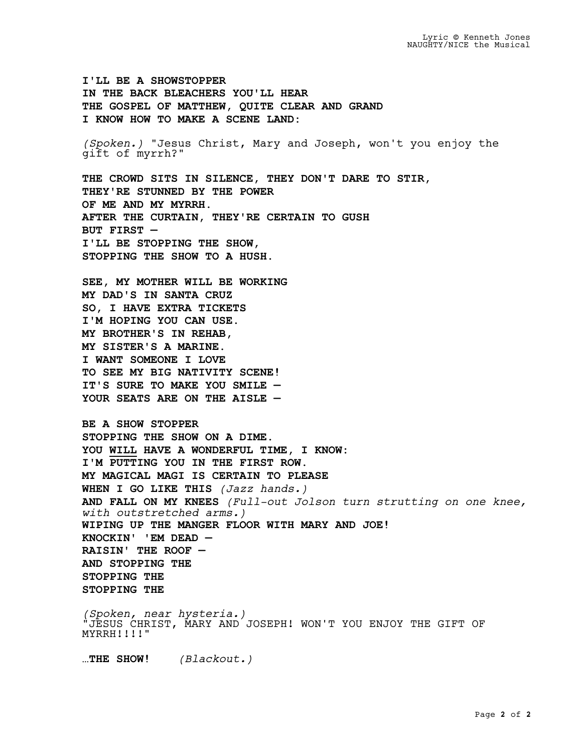**I'LL BE A SHOWSTOPPER**
**IN THE BACK BLEACHERS YOU'LL HEAR**
**THE GOSPEL OF MATTHEW, QUITE CLEAR AND GRAND**
**I KNOW HOW TO MAKE A SCENE LAND:**

*(Spoken.)* "Jesus Christ, Mary and Joseph, won't you enjoy the gift of myrrh?"

**THE CROWD SITS IN SILENCE, THEY DON'T DARE TO STIR,**
**THEY'RE STUNNED BY THE POWER**
**OF ME AND MY MYRRH.**
**AFTER THE CURTAIN, THEY'RE CERTAIN TO GUSH**
**BUT FIRST —**
**I'LL BE STOPPING THE SHOW,**
**STOPPING THE SHOW TO A HUSH.**

**SEE, MY MOTHER WILL BE WORKING**
**MY DAD'S IN SANTA CRUZ**
**SO, I HAVE EXTRA TICKETS**
**I'M HOPING YOU CAN USE.**
**MY BROTHER'S IN REHAB,**
**MY SISTER'S A MARINE.**
**I WANT SOMEONE I LOVE**
**TO SEE MY BIG NATIVITY SCENE!**
**IT'S SURE TO MAKE YOU SMILE —**
**YOUR SEATS ARE ON THE AISLE —**

**BE A SHOW STOPPER**
**STOPPING THE SHOW ON A DIME.**
**YOU <u>WILL</u> HAVE A WONDERFUL TIME, I KNOW:**
**I'M PUTTING YOU IN THE FIRST ROW.**
**MY MAGICAL MAGI IS CERTAIN TO PLEASE**
**WHEN I GO LIKE THIS** *(Jazz hands.)*
**AND FALL ON MY KNEES** *(Full-out Jolson turn strutting on one knee, with outstretched arms.)*
**WIPING UP THE MANGER FLOOR WITH MARY AND JOE!**
**KNOCKIN' 'EM DEAD —**
**RAISIN' THE ROOF —**
**AND STOPPING THE**
**STOPPING THE**
**STOPPING THE**

*(Spoken, near hysteria.)*
"JESUS CHRIST, MARY AND JOSEPH! WON'T YOU ENJOY THE GIFT OF MYRRH!!!!"

…**THE SHOW!** *(Blackout.)*